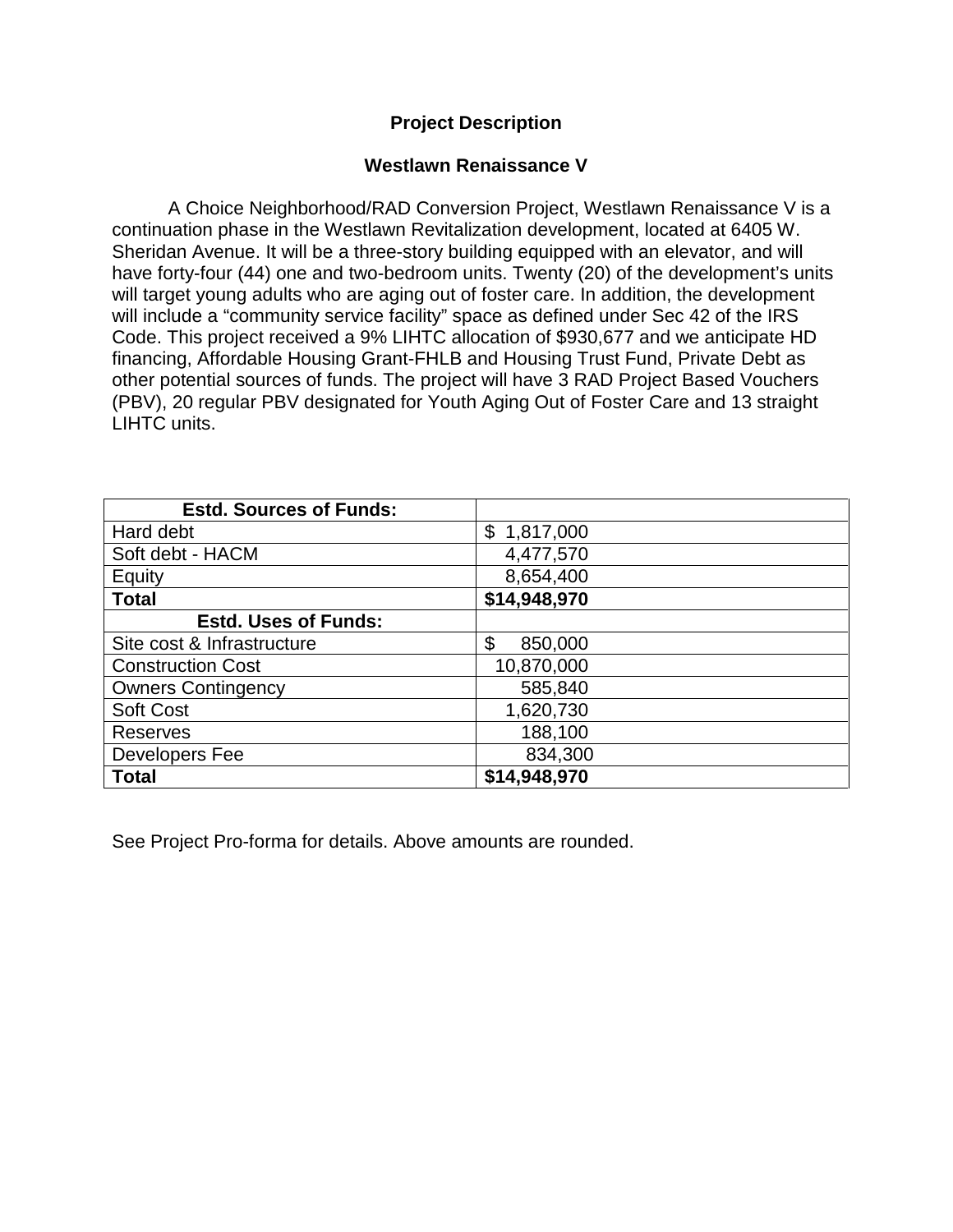## Project Description

### Westlawn Renaissance V

A Choice Neighborhood/RAD Conversion Project, Westlawn Renaissance V is a continuation phase in the Westlawn Revitalization development, located at 6405 W. Sheridan Avenue. It will be a three-story building equipped with an elevator, and will have forty-four (44) one and two-bedroom units. Twenty (20) of the development's units will target young adults who are aging out of foster care. In addition, the development will include a "community service facility" space as defined under Sec 42 of the IRS Code. This project received a 9% LIHTC allocation of $930,677 and we anticipate HD financing, Affordable Housing Grant-FHLB and Housing Trust Fund, Private Debt as other potential sources of funds. The project will have 3 RAD Project Based Vouchers (PBV), 20 regular PBV designated for Youth Aging Out of Foster Care and 13 straight LIHTC units.

| **Estd. Sources of Funds:** | |
|---|---|
| Hard debt | $ 1,817,000 |
| Soft debt - HACM | 4,477,570 |
| Equity | 8,654,400 |
| **Total** | **$14,948,970** |
| **Estd. Uses of Funds:** | |
| Site cost & Infrastructure | $ 850,000 |
| Construction Cost | 10,870,000 |
| Owners Contingency | 585,840 |
| Soft Cost | 1,620,730 |
| Reserves | 188,100 |
| Developers Fee | 834,300 |
| **Total** | **$14,948,970** |

See Project Pro-forma for details. Above amounts are rounded.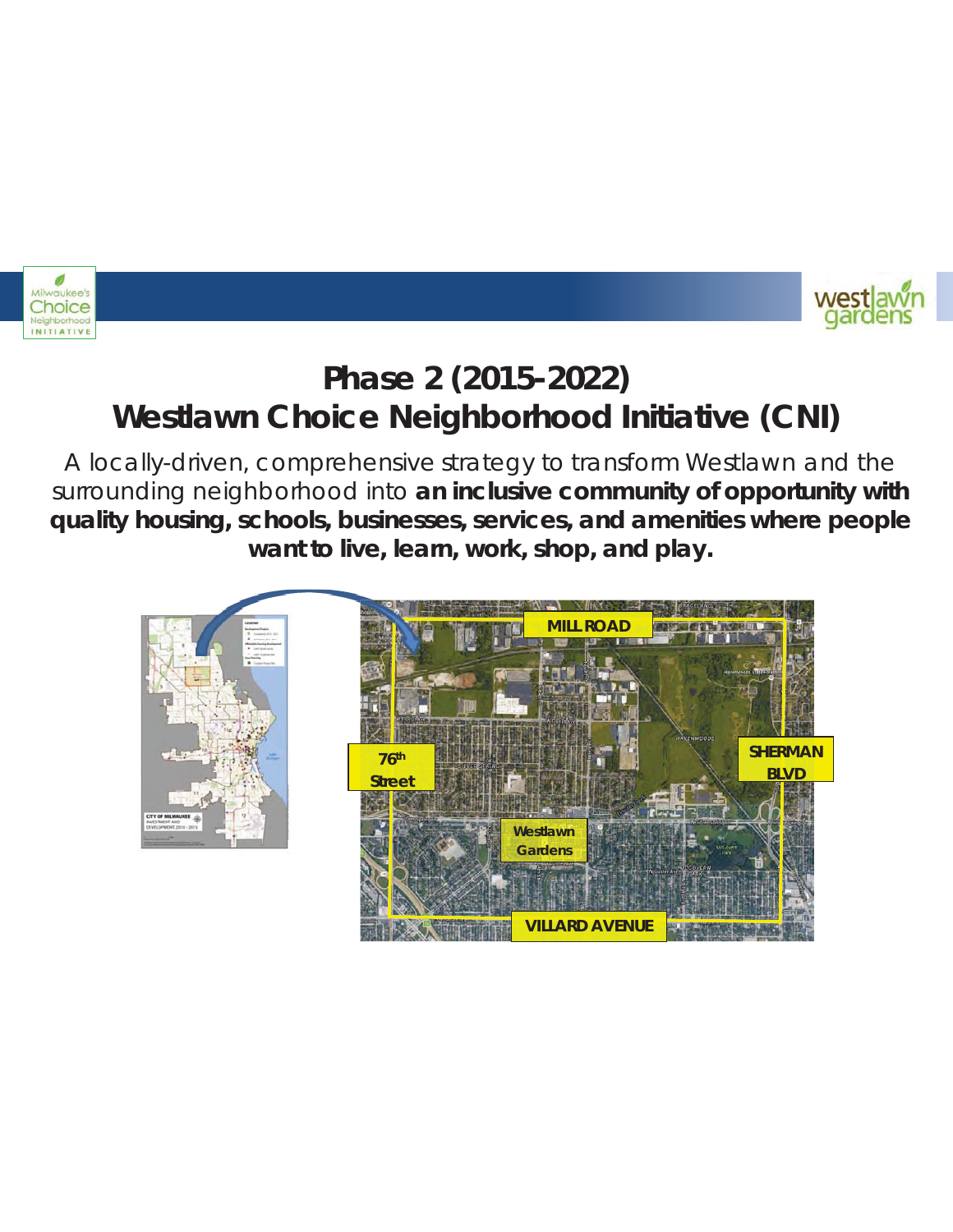# Phase 2 (2015-2022)
# Westlawn Choice Neighborhood Initiative (CNI)

A locally-driven, comprehensive strategy to transform Westlawn and the surrounding neighborhood into **an inclusive community of opportunity with quality housing, schools, businesses, services, and amenities where people want to live, learn, work, shop, and play.**

MILL ROAD

76th Street

SHERMAN BLVD

Westlawn Gardens

VILLARD AVENUE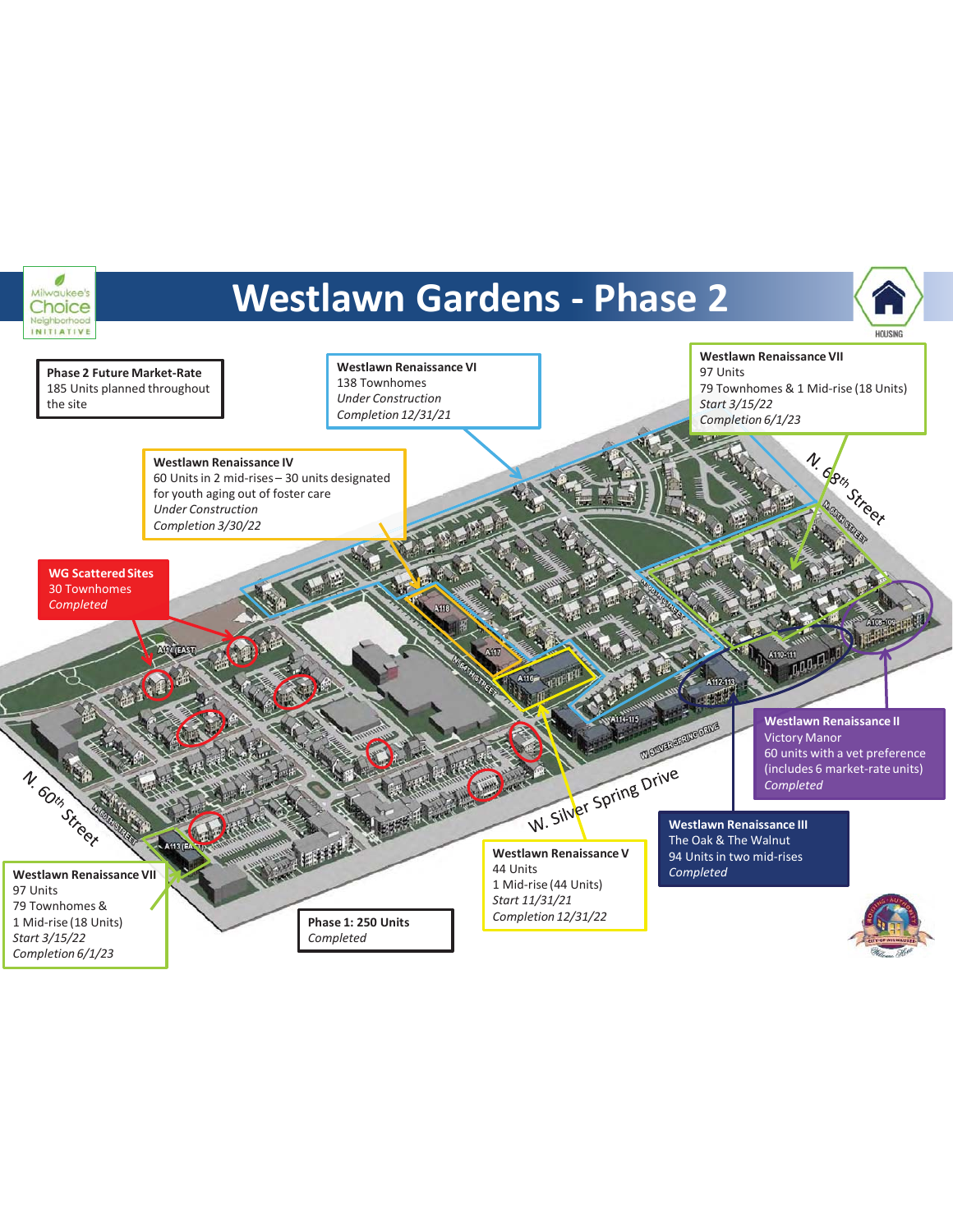# Westlawn Gardens - Phase 2

**Phase 2 Future Market-Rate**
185 Units planned throughout the site

**Westlawn Renaissance VI**
138 Townhomes
*Under Construction*
*Completion 12/31/21*

**Westlawn Renaissance VII**
97 Units
79 Townhomes & 1 Mid-rise (18 Units)
*Start 3/15/22*
*Completion 6/1/23*

**Westlawn Renaissance IV**
60 Units in 2 mid-rises – 30 units designated for youth aging out of foster care
*Under Construction*
*Completion 3/30/22*

**WG Scattered Sites**
30 Townhomes
*Completed*

**Westlawn Renaissance II**
Victory Manor
60 units with a vet preference (includes 6 market-rate units)
*Completed*

**Westlawn Renaissance III**
The Oak & The Walnut
94 Units in two mid-rises
*Completed*

**Westlawn Renaissance V**
44 Units
1 Mid-rise (44 Units)
*Start 11/31/21*
*Completion 12/31/22*

**Phase 1: 250 Units**
*Completed*

**Westlawn Renaissance VII**
97 Units
79 Townhomes &
1 Mid-rise (18 Units)
*Start 3/15/22*
*Completion 6/1/23*

N. 68th Street

N. 60th Street

W. Silver Spring Drive